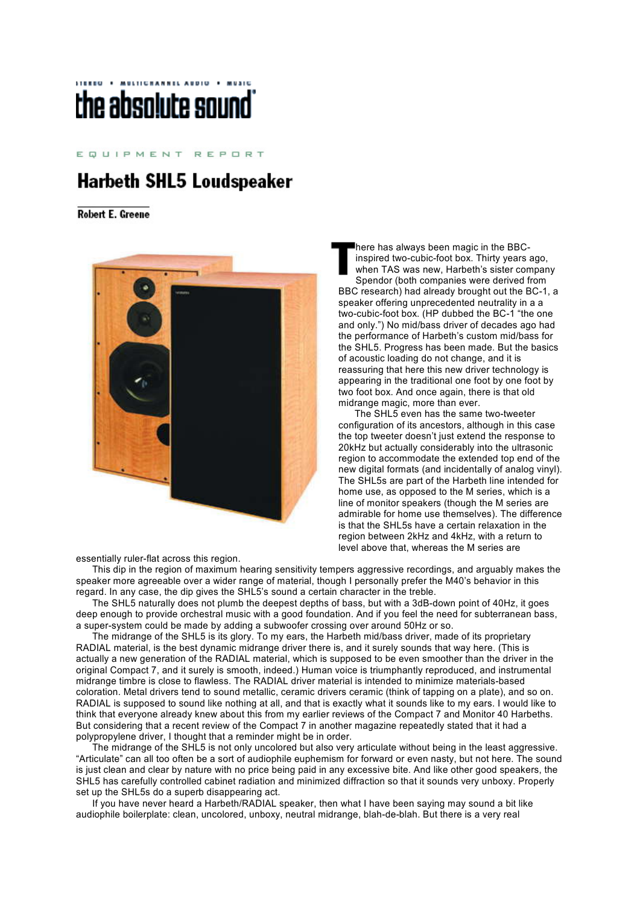STEREO • MULTICHANNEL AUDIO • MUSIC

the absolute sound

EQUIPMENT REPORT

# Harbeth SHL5 Loudspeaker

Robert E. Greene

There has always been magic in the BBC-inspired two-cubic-foot box. Thirty years ago, when TAS was new, Harbeth's sister company Spendor (both companies were derived from BBC research) had already brought out the BC-1, a speaker offering unprecedented neutrality in a a two-cubic-foot box. (HP dubbed the BC-1 "the one and only.") No mid/bass driver of decades ago had the performance of Harbeth's custom mid/bass for the SHL5. Progress has been made. But the basics of acoustic loading do not change, and it is reassuring that here this new driver technology is appearing in the traditional one foot by one foot by two foot box. And once again, there is that old midrange magic, more than ever.

The SHL5 even has the same two-tweeter configuration of its ancestors, although in this case the top tweeter doesn't just extend the response to 20kHz but actually considerably into the ultrasonic region to accommodate the extended top end of the new digital formats (and incidentally of analog vinyl). The SHL5s are part of the Harbeth line intended for home use, as opposed to the M series, which is a line of monitor speakers (though the M series are admirable for home use themselves). The difference is that the SHL5s have a certain relaxation in the region between 2kHz and 4kHz, with a return to level above that, whereas the M series are essentially ruler-flat across this region.

This dip in the region of maximum hearing sensitivity tempers aggressive recordings, and arguably makes the speaker more agreeable over a wider range of material, though I personally prefer the M40's behavior in this regard. In any case, the dip gives the SHL5's sound a certain character in the treble.

The SHL5 naturally does not plumb the deepest depths of bass, but with a 3dB-down point of 40Hz, it goes deep enough to provide orchestral music with a good foundation. And if you feel the need for subterranean bass, a super-system could be made by adding a subwoofer crossing over around 50Hz or so.

The midrange of the SHL5 is its glory. To my ears, the Harbeth mid/bass driver, made of its proprietary RADIAL material, is the best dynamic midrange driver there is, and it surely sounds that way here. (This is actually a new generation of the RADIAL material, which is supposed to be even smoother than the driver in the original Compact 7, and it surely is smooth, indeed.) Human voice is triumphantly reproduced, and instrumental midrange timbre is close to flawless. The RADIAL driver material is intended to minimize materials-based coloration. Metal drivers tend to sound metallic, ceramic drivers ceramic (think of tapping on a plate), and so on. RADIAL is supposed to sound like nothing at all, and that is exactly what it sounds like to my ears. I would like to think that everyone already knew about this from my earlier reviews of the Compact 7 and Monitor 40 Harbeths. But considering that a recent review of the Compact 7 in another magazine repeatedly stated that it had a polypropylene driver, I thought that a reminder might be in order.

The midrange of the SHL5 is not only uncolored but also very articulate without being in the least aggressive. "Articulate" can all too often be a sort of audiophile euphemism for forward or even nasty, but not here. The sound is just clean and clear by nature with no price being paid in any excessive bite. And like other good speakers, the SHL5 has carefully controlled cabinet radiation and minimized diffraction so that it sounds very unboxy. Properly set up the SHL5s do a superb disappearing act.

If you have never heard a Harbeth/RADIAL speaker, then what I have been saying may sound a bit like audiophile boilerplate: clean, uncolored, unboxy, neutral midrange, blah-de-blah. But there is a very real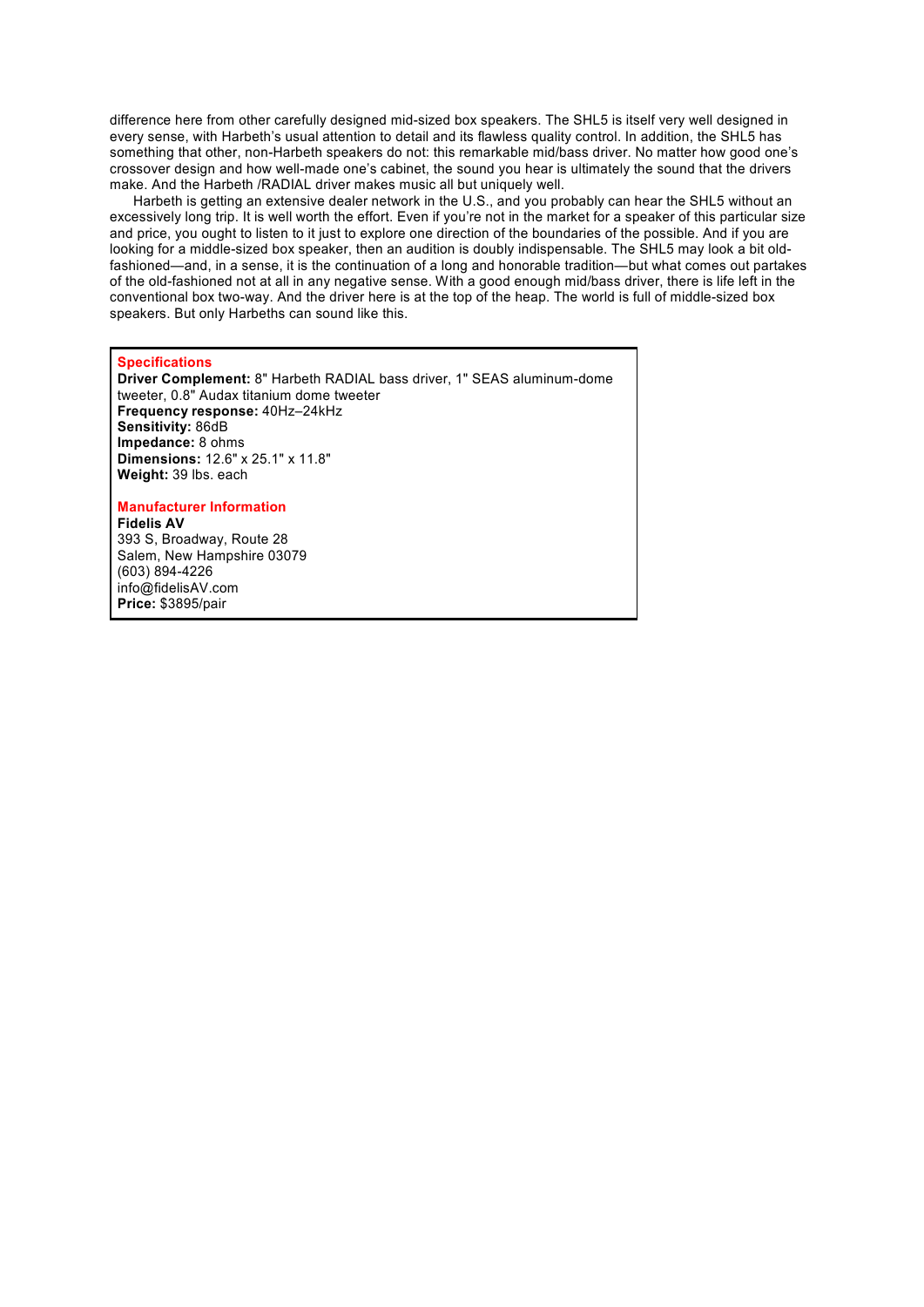difference here from other carefully designed mid-sized box speakers. The SHL5 is itself very well designed in every sense, with Harbeth's usual attention to detail and its flawless quality control. In addition, the SHL5 has something that other, non-Harbeth speakers do not: this remarkable mid/bass driver. No matter how good one's crossover design and how well-made one's cabinet, the sound you hear is ultimately the sound that the drivers make. And the Harbeth /RADIAL driver makes music all but uniquely well.

Harbeth is getting an extensive dealer network in the U.S., and you probably can hear the SHL5 without an excessively long trip. It is well worth the effort. Even if you're not in the market for a speaker of this particular size and price, you ought to listen to it just to explore one direction of the boundaries of the possible. And if you are looking for a middle-sized box speaker, then an audition is doubly indispensable. The SHL5 may look a bit old-fashioned—and, in a sense, it is the continuation of a long and honorable tradition—but what comes out partakes of the old-fashioned not at all in any negative sense. With a good enough mid/bass driver, there is life left in the conventional box two-way. And the driver here is at the top of the heap. The world is full of middle-sized box speakers. But only Harbeths can sound like this.

### Specifications

**Driver Complement:** 8" Harbeth RADIAL bass driver, 1" SEAS aluminum-dome tweeter, 0.8" Audax titanium dome tweeter
**Frequency response:** 40Hz–24kHz
**Sensitivity:** 86dB
**Impedance:** 8 ohms
**Dimensions:** 12.6" x 25.1" x 11.8"
**Weight:** 39 lbs. each

### Manufacturer Information

**Fidelis AV**
393 S, Broadway, Route 28
Salem, New Hampshire 03079
(603) 894-4226
info@fidelisAV.com
**Price:** $3895/pair